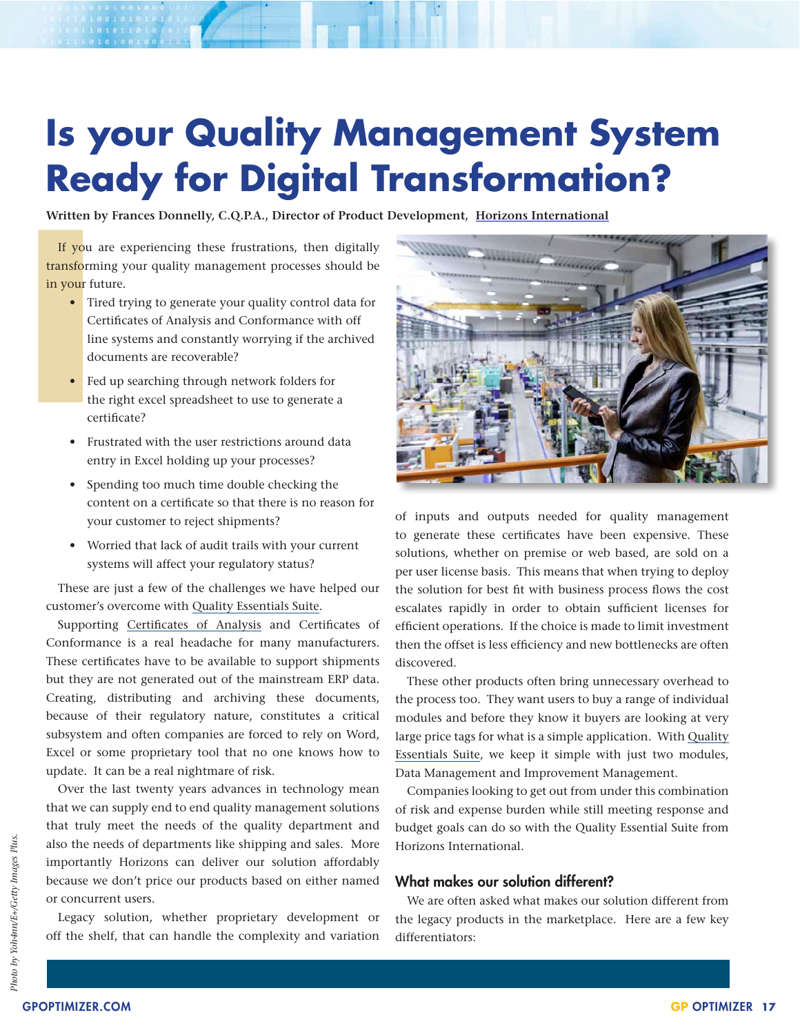# Is your Quality Management System Ready for Digital Transformation?

**Written by Frances Donnelly, C.Q.P.A., Director of Product Development, Horizons International**

If you are experiencing these frustrations, then digitally transforming your quality management processes should be in your future.

- Tired trying to generate your quality control data for Certificates of Analysis and Conformance with off line systems and constantly worrying if the archived documents are recoverable?
- Fed up searching through network folders for the right excel spreadsheet to use to generate a certificate?
- Frustrated with the user restrictions around data entry in Excel holding up your processes?
- Spending too much time double checking the content on a certificate so that there is no reason for your customer to reject shipments?
- Worried that lack of audit trails with your current systems will affect your regulatory status?

These are just a few of the challenges we have helped our customer's overcome with Quality Essentials Suite.

Supporting Certificates of Analysis and Certificates of Conformance is a real headache for many manufacturers. These certificates have to be available to support shipments but they are not generated out of the mainstream ERP data. Creating, distributing and archiving these documents, because of their regulatory nature, constitutes a critical subsystem and often companies are forced to rely on Word, Excel or some proprietary tool that no one knows how to update. It can be a real nightmare of risk.

Over the last twenty years advances in technology mean that we can supply end to end quality management solutions that truly meet the needs of the quality department and also the needs of departments like shipping and sales. More importantly Horizons can deliver our solution affordably because we don't price our products based on either named or concurrent users.

Legacy solution, whether proprietary development or off the shelf, that can handle the complexity and variation of inputs and outputs needed for quality management to generate these certificates have been expensive. These solutions, whether on premise or web based, are sold on a per user license basis. This means that when trying to deploy the solution for best fit with business process flows the cost escalates rapidly in order to obtain sufficient licenses for efficient operations. If the choice is made to limit investment then the offset is less efficiency and new bottlenecks are often discovered.

These other products often bring unnecessary overhead to the process too. They want users to buy a range of individual modules and before they know it buyers are looking at very large price tags for what is a simple application. With Quality Essentials Suite, we keep it simple with just two modules, Data Management and Improvement Management.

Companies looking to get out from under this combination of risk and expense burden while still meeting response and budget goals can do so with the Quality Essential Suite from Horizons International.

## What makes our solution different?

We are often asked what makes our solution different from the legacy products in the marketplace. Here are a few key differentiators:

*Photo by Yoh4nn/E+/Getty Images Plus.*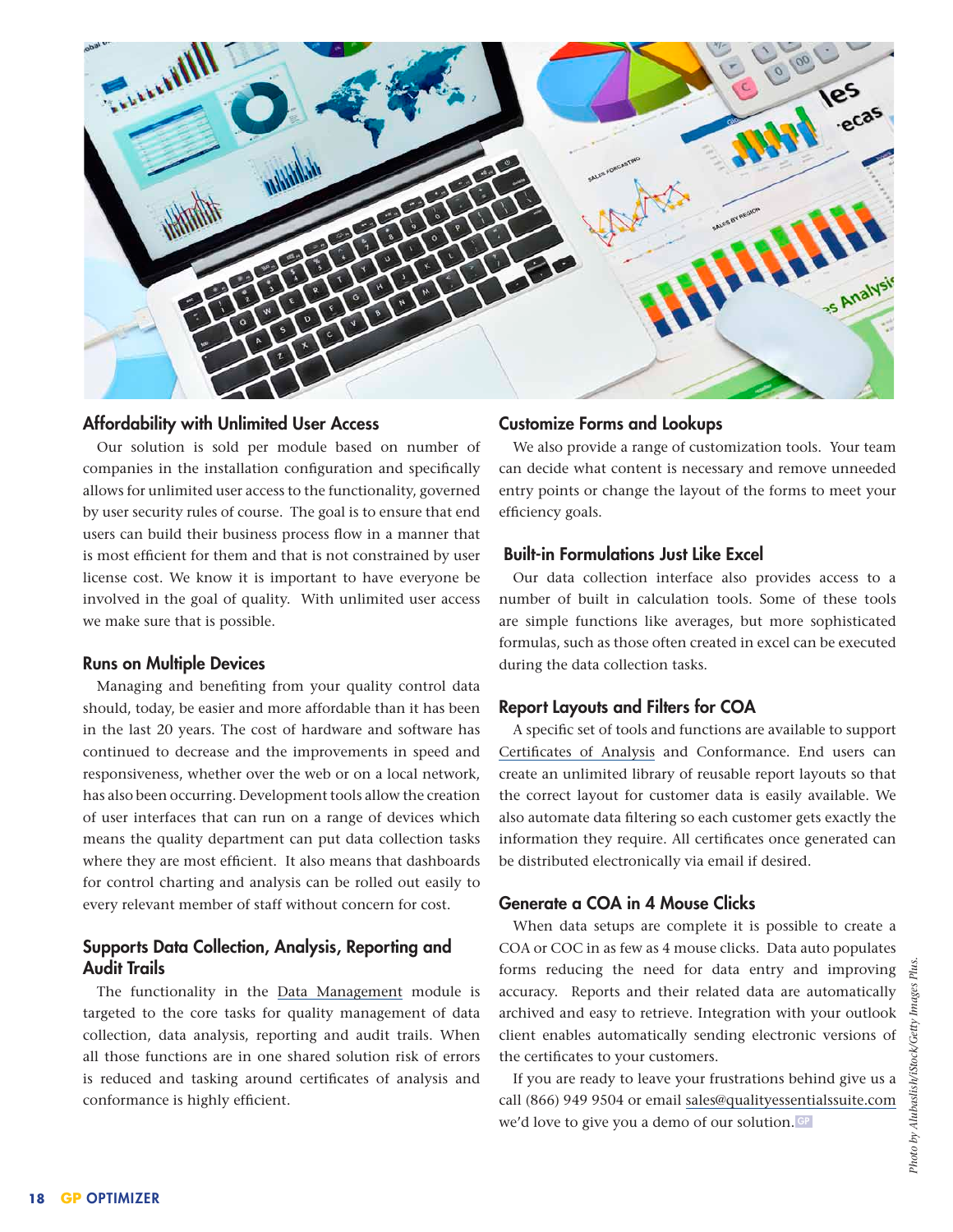## Affordability with Unlimited User Access

Our solution is sold per module based on number of companies in the installation configuration and specifically allows for unlimited user access to the functionality, governed by user security rules of course. The goal is to ensure that end users can build their business process flow in a manner that is most efficient for them and that is not constrained by user license cost. We know it is important to have everyone be involved in the goal of quality. With unlimited user access we make sure that is possible.

## Runs on Multiple Devices

Managing and benefiting from your quality control data should, today, be easier and more affordable than it has been in the last 20 years. The cost of hardware and software has continued to decrease and the improvements in speed and responsiveness, whether over the web or on a local network, has also been occurring. Development tools allow the creation of user interfaces that can run on a range of devices which means the quality department can put data collection tasks where they are most efficient. It also means that dashboards for control charting and analysis can be rolled out easily to every relevant member of staff without concern for cost.

## Supports Data Collection, Analysis, Reporting and Audit Trails

The functionality in the Data Management module is targeted to the core tasks for quality management of data collection, data analysis, reporting and audit trails. When all those functions are in one shared solution risk of errors is reduced and tasking around certificates of analysis and conformance is highly efficient.

## Customize Forms and Lookups

We also provide a range of customization tools. Your team can decide what content is necessary and remove unneeded entry points or change the layout of the forms to meet your efficiency goals.

## Built-in Formulations Just Like Excel

Our data collection interface also provides access to a number of built in calculation tools. Some of these tools are simple functions like averages, but more sophisticated formulas, such as those often created in excel can be executed during the data collection tasks.

## Report Layouts and Filters for COA

A specific set of tools and functions are available to support Certificates of Analysis and Conformance. End users can create an unlimited library of reusable report layouts so that the correct layout for customer data is easily available. We also automate data filtering so each customer gets exactly the information they require. All certificates once generated can be distributed electronically via email if desired.

## Generate a COA in 4 Mouse Clicks

When data setups are complete it is possible to create a COA or COC in as few as 4 mouse clicks. Data auto populates forms reducing the need for data entry and improving accuracy. Reports and their related data are automatically archived and easy to retrieve. Integration with your outlook client enables automatically sending electronic versions of the certificates to your customers.

If you are ready to leave your frustrations behind give us a call (866) 949 9504 or email sales@qualityessentialssuite.com we'd love to give you a demo of our solution.

*Photo by Alubaslish/iStock/Getty Images Plus.*